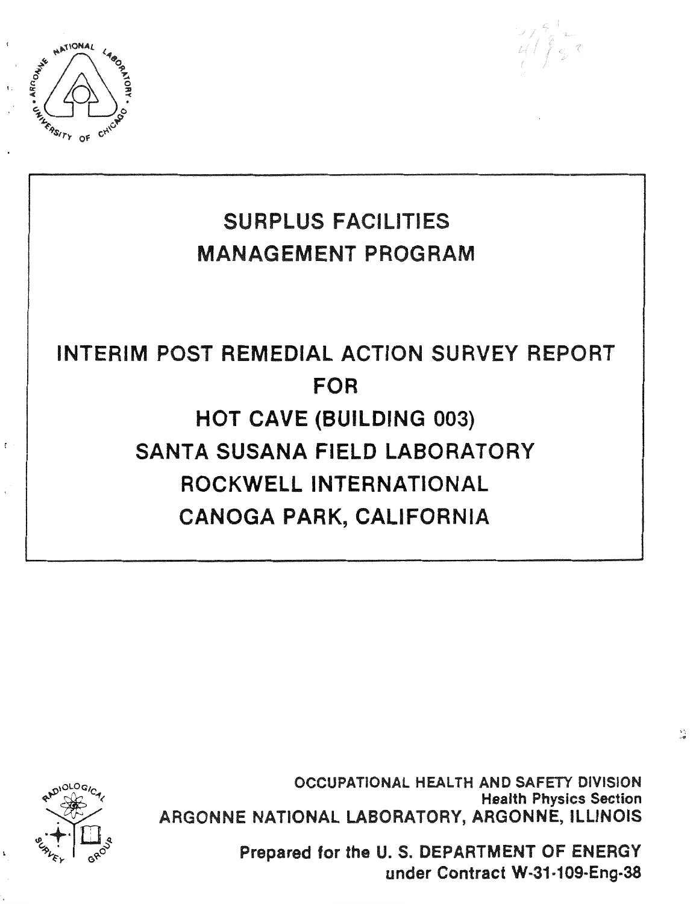# SURPLUS FACILITIES MANAGEMENT PROGRAM

# INTERIM POST REMEDIAL ACTION SURVEY REPORT FOR HOT CAVE (BUILDING 003) SANTA SUSANA FIELD LABORATORY ROCKWELL INTERNATIONAL CANOGA PARK, CALIFORNIA

OCCUPATIONAL HEALTH AND SAFETY DIVISION
Health Physics Section
ARGONNE NATIONAL LABORATORY, ARGONNE, ILLINOIS

Prepared for the U. S. DEPARTMENT OF ENERGY
under Contract W-31-109-Eng-38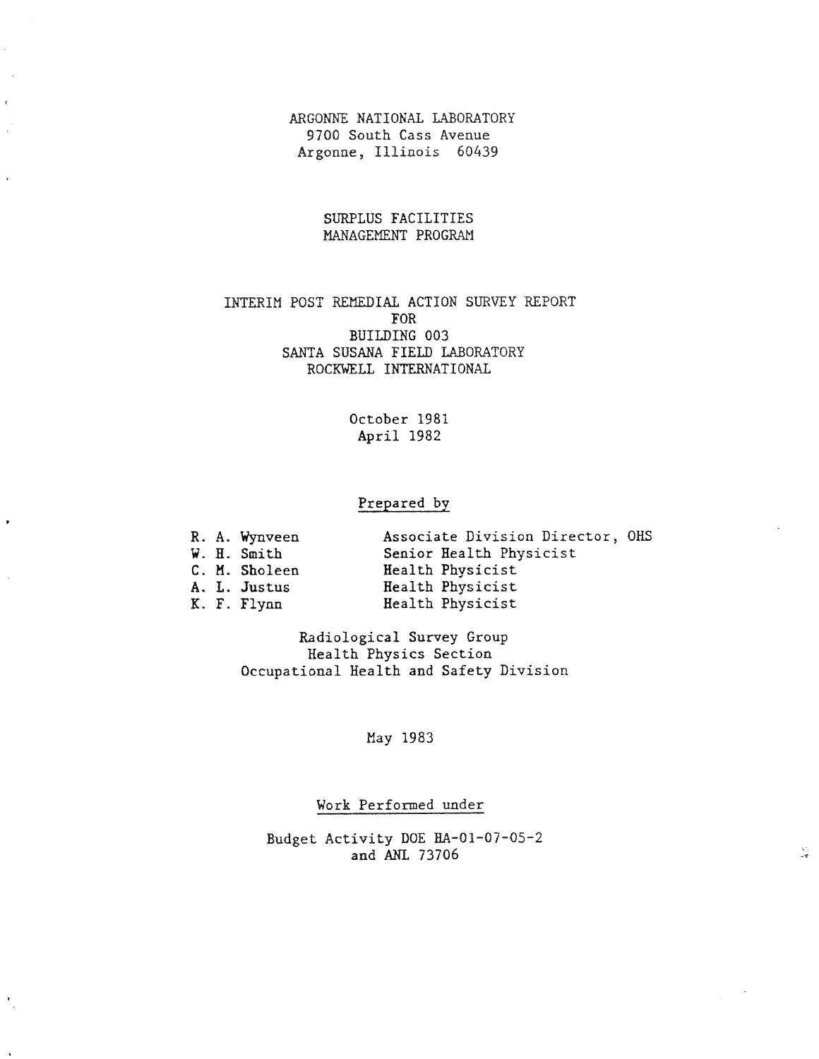ARGONNE NATIONAL LABORATORY
9700 South Cass Avenue
Argonne, Illinois 60439

SURPLUS FACILITIES
MANAGEMENT PROGRAM

# INTERIM POST REMEDIAL ACTION SURVEY REPORT FOR BUILDING 003 SANTA SUSANA FIELD LABORATORY ROCKWELL INTERNATIONAL

October 1981
April 1982

Prepared by

| | |
|---|---|
| R. A. Wynveen | Associate Division Director, OHS |
| W. H. Smith | Senior Health Physicist |
| C. M. Sholeen | Health Physicist |
| A. L. Justus | Health Physicist |
| K. F. Flynn | Health Physicist |

Radiological Survey Group
Health Physics Section
Occupational Health and Safety Division

May 1983

Work Performed under

Budget Activity DOE HA-01-07-05-2
and ANL 73706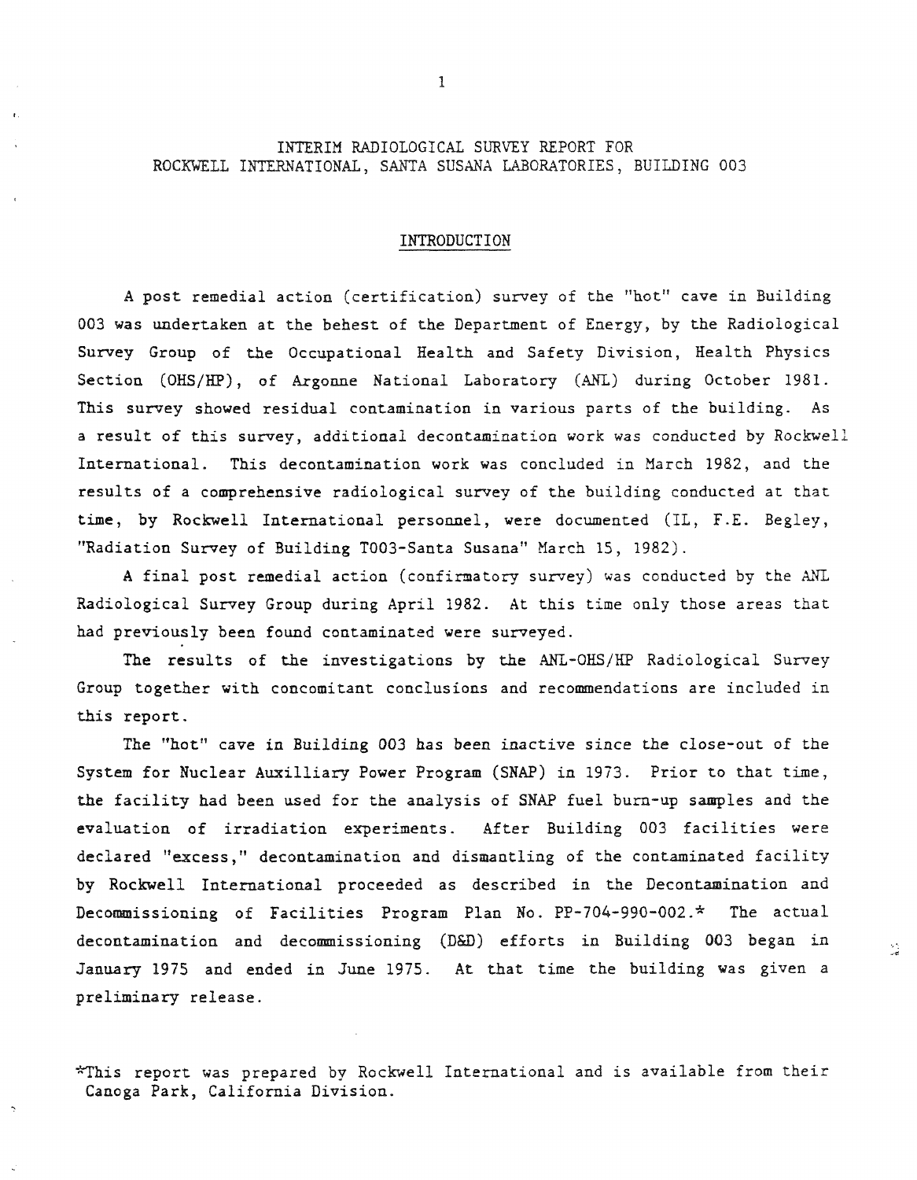# INTERIM RADIOLOGICAL SURVEY REPORT FOR ROCKWELL INTERNATIONAL, SANTA SUSANA LABORATORIES, BUILDING 003

## INTRODUCTION

A post remedial action (certification) survey of the "hot" cave in Building 003 was undertaken at the behest of the Department of Energy, by the Radiological Survey Group of the Occupational Health and Safety Division, Health Physics Section (OHS/HP), of Argonne National Laboratory (ANL) during October 1981. This survey showed residual contamination in various parts of the building. As a result of this survey, additional decontamination work was conducted by Rockwell International. This decontamination work was concluded in March 1982, and the results of a comprehensive radiological survey of the building conducted at that time, by Rockwell International personnel, were documented (IL, F.E. Begley, "Radiation Survey of Building T003-Santa Susana" March 15, 1982).

A final post remedial action (confirmatory survey) was conducted by the ANL Radiological Survey Group during April 1982. At this time only those areas that had previously been found contaminated were surveyed.

The results of the investigations by the ANL-OHS/HP Radiological Survey Group together with concomitant conclusions and recommendations are included in this report.

The "hot" cave in Building 003 has been inactive since the close-out of the System for Nuclear Auxilliary Power Program (SNAP) in 1973. Prior to that time, the facility had been used for the analysis of SNAP fuel burn-up samples and the evaluation of irradiation experiments. After Building 003 facilities were declared "excess," decontamination and dismantling of the contaminated facility by Rockwell International proceeded as described in the Decontamination and Decommissioning of Facilities Program Plan No. PP-704-990-002.* The actual decontamination and decommissioning (D&D) efforts in Building 003 began in January 1975 and ended in June 1975. At that time the building was given a preliminary release.

*This report was prepared by Rockwell International and is available from their Canoga Park, California Division.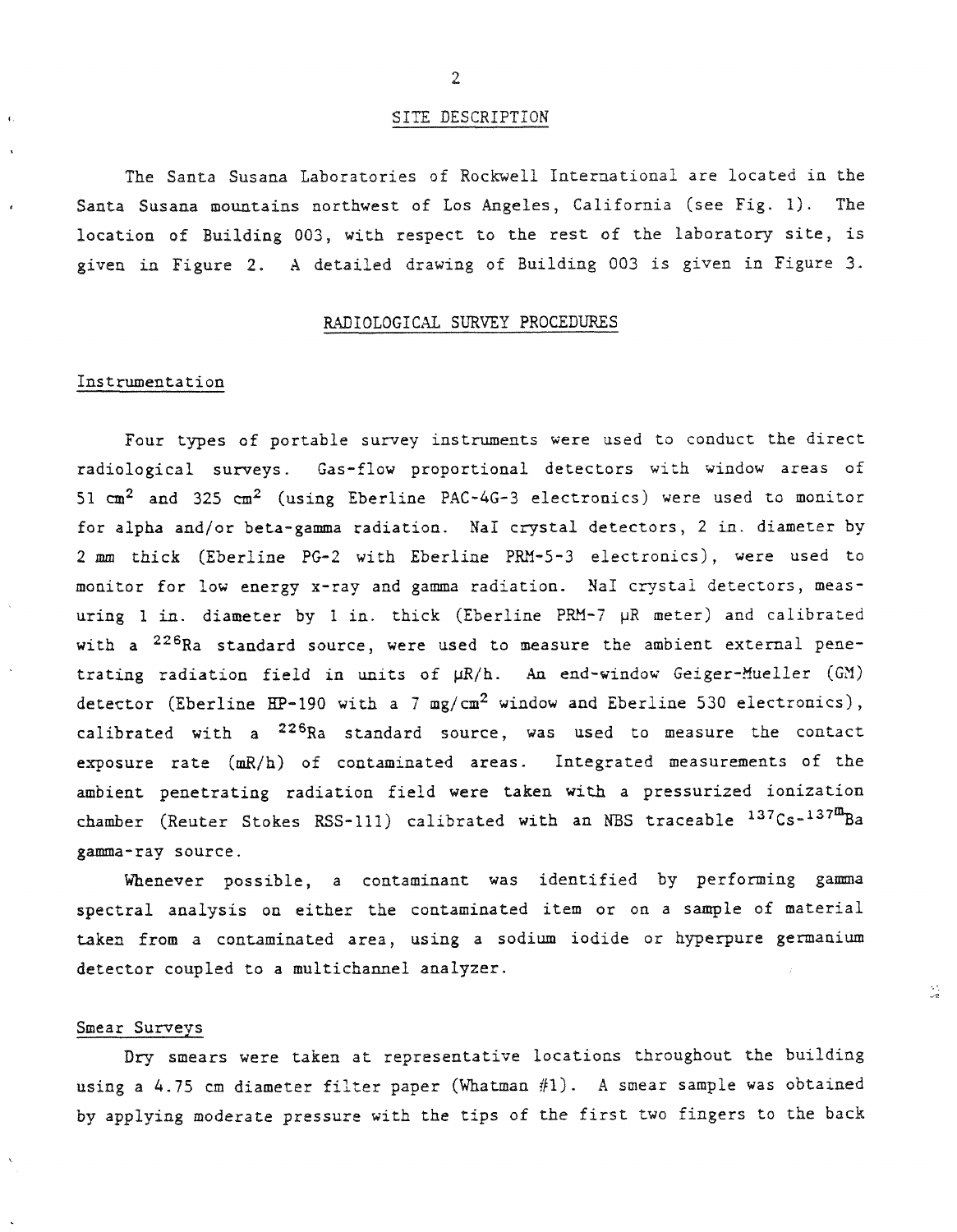## SITE DESCRIPTION

The Santa Susana Laboratories of Rockwell International are located in the Santa Susana mountains northwest of Los Angeles, California (see Fig. 1). The location of Building 003, with respect to the rest of the laboratory site, is given in Figure 2. A detailed drawing of Building 003 is given in Figure 3.

## RADIOLOGICAL SURVEY PROCEDURES

### Instrumentation

Four types of portable survey instruments were used to conduct the direct radiological surveys. Gas-flow proportional detectors with window areas of 51 $cm^2$ and 325 $cm^2$ (using Eberline PAC-4G-3 electronics) were used to monitor for alpha and/or beta-gamma radiation. NaI crystal detectors, 2 in. diameter by 2 mm thick (Eberline PG-2 with Eberline PRM-5-3 electronics), were used to monitor for low energy x-ray and gamma radiation. NaI crystal detectors, measuring 1 in. diameter by 1 in. thick (Eberline PRM-7 μR meter) and calibrated with a $^{226}Ra$ standard source, were used to measure the ambient external penetrating radiation field in units of μR/h. An end-window Geiger-Mueller (GM) detector (Eberline HP-190 with a 7 $mg/cm^2$ window and Eberline 530 electronics), calibrated with a $^{226}Ra$ standard source, was used to measure the contact exposure rate (mR/h) of contaminated areas. Integrated measurements of the ambient penetrating radiation field were taken with a pressurized ionization chamber (Reuter Stokes RSS-111) calibrated with an NBS traceable $^{137}Cs$-$^{137m}Ba$ gamma-ray source.

Whenever possible, a contaminant was identified by performing gamma spectral analysis on either the contaminated item or on a sample of material taken from a contaminated area, using a sodium iodide or hyperpure germanium detector coupled to a multichannel analyzer.

### Smear Surveys

Dry smears were taken at representative locations throughout the building using a 4.75 cm diameter filter paper (Whatman #1). A smear sample was obtained by applying moderate pressure with the tips of the first two fingers to the back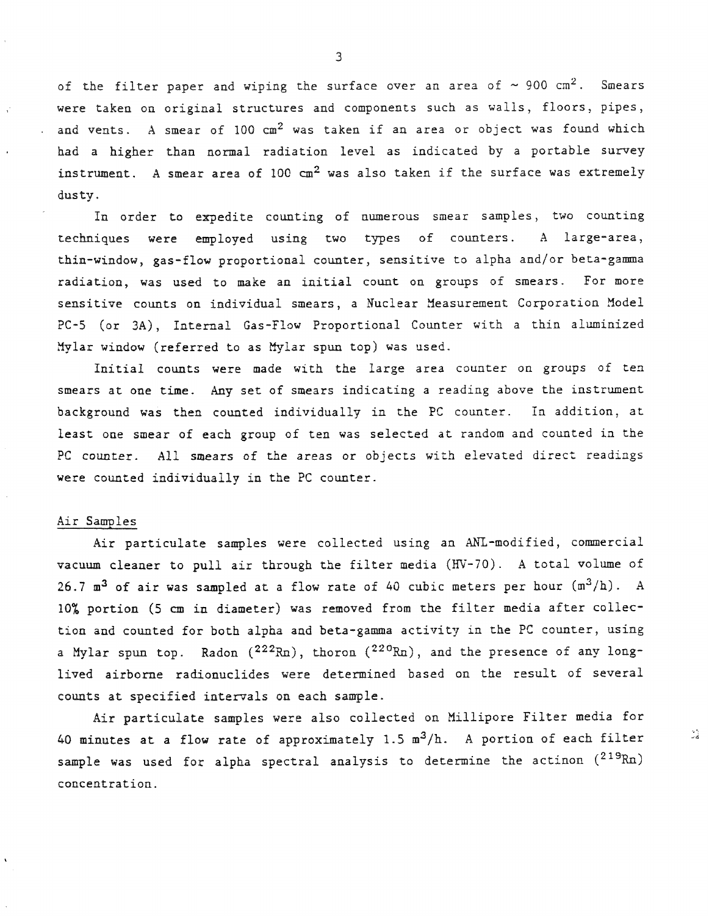of the filter paper and wiping the surface over an area of ~ 900 $cm^2$. Smears were taken on original structures and components such as walls, floors, pipes, and vents. A smear of 100 $cm^2$ was taken if an area or object was found which had a higher than normal radiation level as indicated by a portable survey instrument. A smear area of 100 $cm^2$ was also taken if the surface was extremely dusty.

In order to expedite counting of numerous smear samples, two counting techniques were employed using two types of counters. A large-area, thin-window, gas-flow proportional counter, sensitive to alpha and/or beta-gamma radiation, was used to make an initial count on groups of smears. For more sensitive counts on individual smears, a Nuclear Measurement Corporation Model PC-5 (or 3A), Internal Gas-Flow Proportional Counter with a thin aluminized Mylar window (referred to as Mylar spun top) was used.

Initial counts were made with the large area counter on groups of ten smears at one time. Any set of smears indicating a reading above the instrument background was then counted individually in the PC counter. In addition, at least one smear of each group of ten was selected at random and counted in the PC counter. All smears of the areas or objects with elevated direct readings were counted individually in the PC counter.

## Air Samples

Air particulate samples were collected using an ANL-modified, commercial vacuum cleaner to pull air through the filter media (HV-70). A total volume of 26.7 $m^3$ of air was sampled at a flow rate of 40 cubic meters per hour ($m^3$/h). A 10% portion (5 cm in diameter) was removed from the filter media after collection and counted for both alpha and beta-gamma activity in the PC counter, using a Mylar spun top. Radon ($^{222}Rn$), thoron ($^{220}Rn$), and the presence of any long-lived airborne radionuclides were determined based on the result of several counts at specified intervals on each sample.

Air particulate samples were also collected on Millipore Filter media for 40 minutes at a flow rate of approximately 1.5 $m^3$/h. A portion of each filter sample was used for alpha spectral analysis to determine the actinon ($^{219}Rn$) concentration.